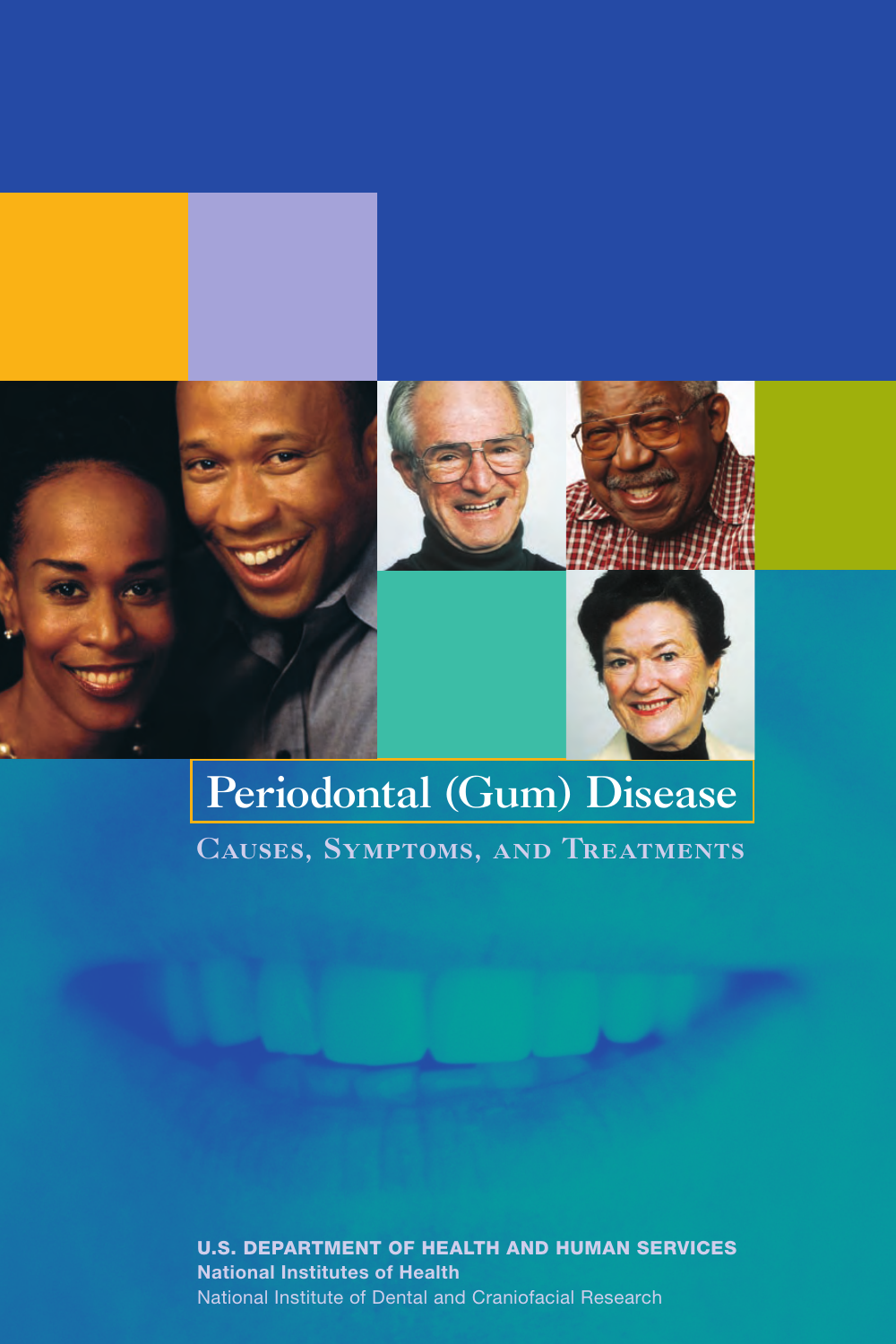# Periodontal (Gum) Disease

## Causes, Symptoms, and Treatments

**U.S. DEPARTMENT OF HEALTH AND HUMAN SERVICES**

**National Institutes of Health**

National Institute of Dental and Craniofacial Research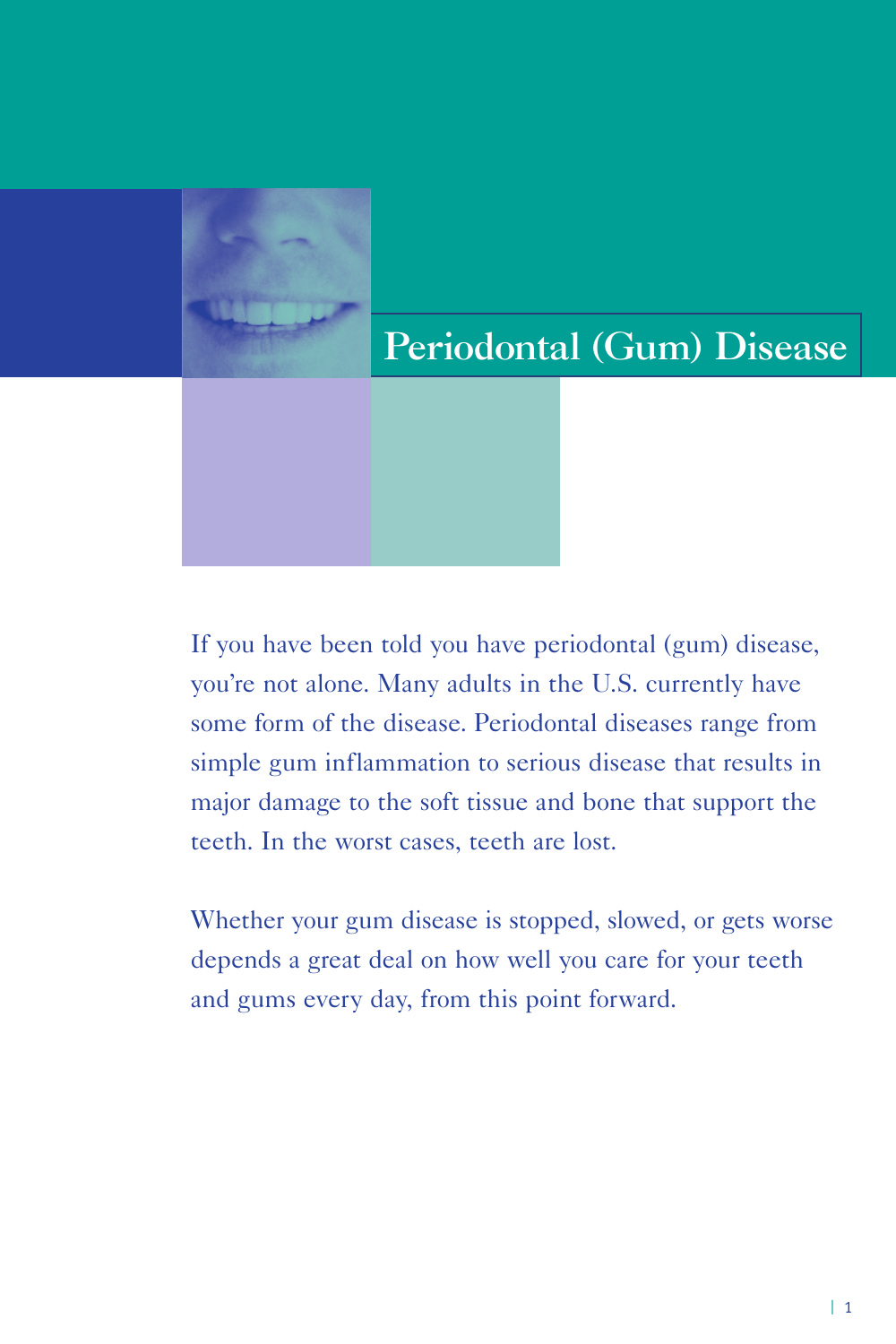# Periodontal (Gum) Disease

If you have been told you have periodontal (gum) disease, you're not alone. Many adults in the U.S. currently have some form of the disease. Periodontal diseases range from simple gum inflammation to serious disease that results in major damage to the soft tissue and bone that support the teeth. In the worst cases, teeth are lost.

Whether your gum disease is stopped, slowed, or gets worse depends a great deal on how well you care for your teeth and gums every day, from this point forward.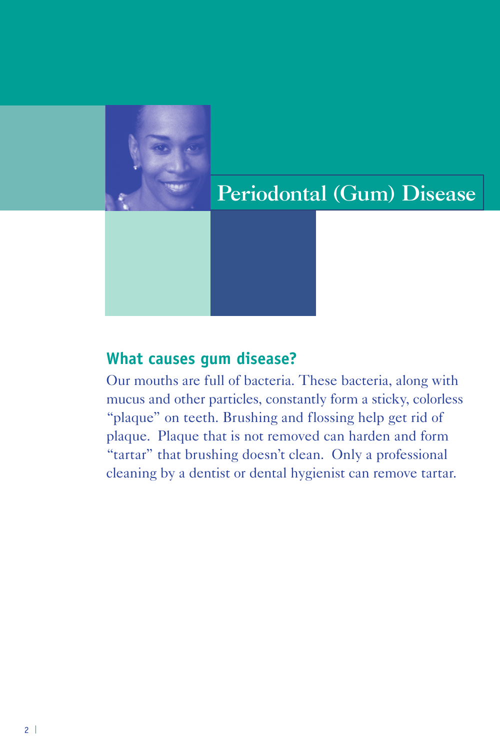# Periodontal (Gum) Disease

## What causes gum disease?

Our mouths are full of bacteria. These bacteria, along with mucus and other particles, constantly form a sticky, colorless "plaque" on teeth. Brushing and flossing help get rid of plaque. Plaque that is not removed can harden and form "tartar" that brushing doesn't clean. Only a professional cleaning by a dentist or dental hygienist can remove tartar.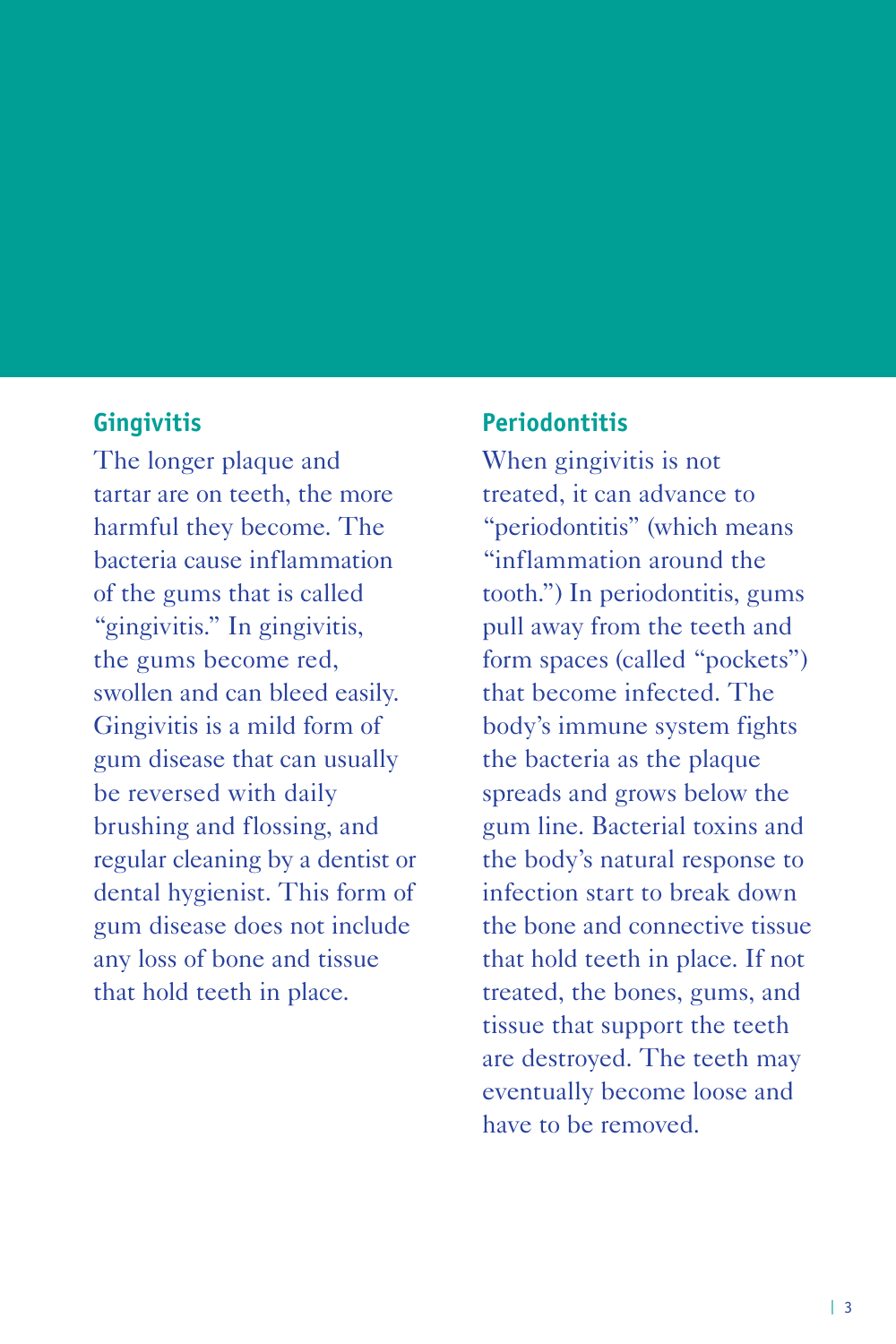## Gingivitis

The longer plaque and tartar are on teeth, the more harmful they become. The bacteria cause inflammation of the gums that is called "gingivitis." In gingivitis, the gums become red, swollen and can bleed easily. Gingivitis is a mild form of gum disease that can usually be reversed with daily brushing and flossing, and regular cleaning by a dentist or dental hygienist. This form of gum disease does not include any loss of bone and tissue that hold teeth in place.

## Periodontitis

When gingivitis is not treated, it can advance to "periodontitis" (which means "inflammation around the tooth.") In periodontitis, gums pull away from the teeth and form spaces (called "pockets") that become infected. The body's immune system fights the bacteria as the plaque spreads and grows below the gum line. Bacterial toxins and the body's natural response to infection start to break down the bone and connective tissue that hold teeth in place. If not treated, the bones, gums, and tissue that support the teeth are destroyed. The teeth may eventually become loose and have to be removed.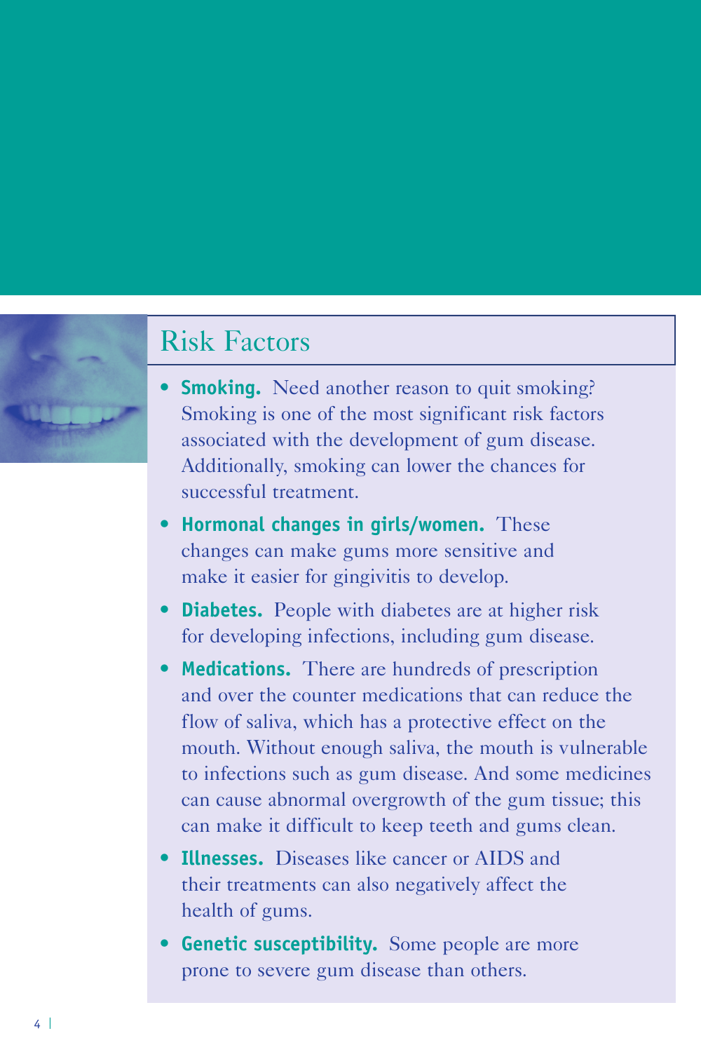## Risk Factors

- **Smoking.** Need another reason to quit smoking? Smoking is one of the most significant risk factors associated with the development of gum disease. Additionally, smoking can lower the chances for successful treatment.
- **Hormonal changes in girls/women.** These changes can make gums more sensitive and make it easier for gingivitis to develop.
- **Diabetes.** People with diabetes are at higher risk for developing infections, including gum disease.
- **Medications.** There are hundreds of prescription and over the counter medications that can reduce the flow of saliva, which has a protective effect on the mouth. Without enough saliva, the mouth is vulnerable to infections such as gum disease. And some medicines can cause abnormal overgrowth of the gum tissue; this can make it difficult to keep teeth and gums clean.
- **Illnesses.** Diseases like cancer or AIDS and their treatments can also negatively affect the health of gums.
- **Genetic susceptibility.** Some people are more prone to severe gum disease than others.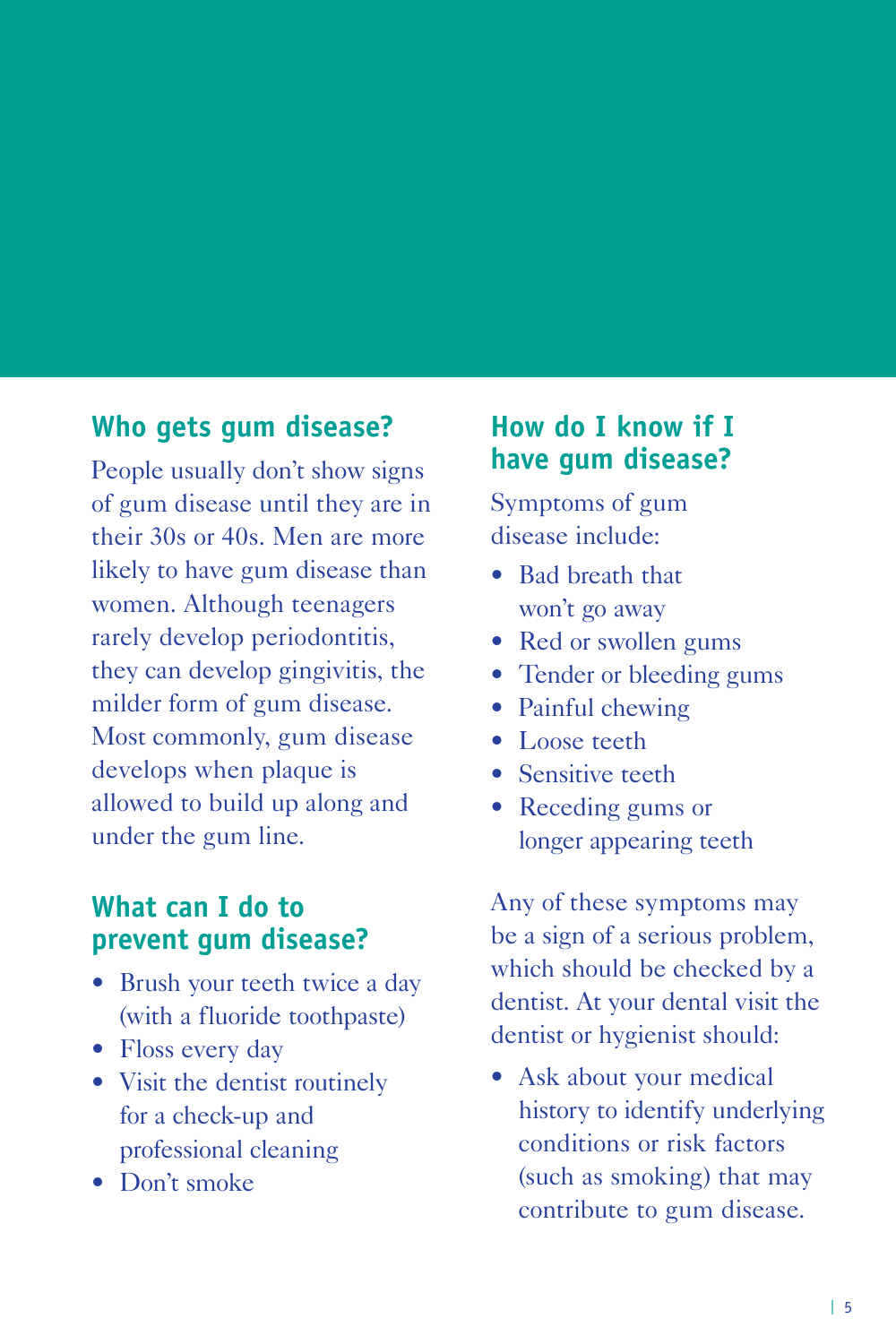## Who gets gum disease?

People usually don't show signs of gum disease until they are in their 30s or 40s. Men are more likely to have gum disease than women. Although teenagers rarely develop periodontitis, they can develop gingivitis, the milder form of gum disease. Most commonly, gum disease develops when plaque is allowed to build up along and under the gum line.

## What can I do to prevent gum disease?

- Brush your teeth twice a day (with a fluoride toothpaste)
- Floss every day
- Visit the dentist routinely for a check-up and professional cleaning
- Don't smoke

## How do I know if I have gum disease?

Symptoms of gum disease include:

- Bad breath that won't go away
- Red or swollen gums
- Tender or bleeding gums
- Painful chewing
- Loose teeth
- Sensitive teeth
- Receding gums or longer appearing teeth

Any of these symptoms may be a sign of a serious problem, which should be checked by a dentist. At your dental visit the dentist or hygienist should:

- Ask about your medical history to identify underlying conditions or risk factors (such as smoking) that may contribute to gum disease.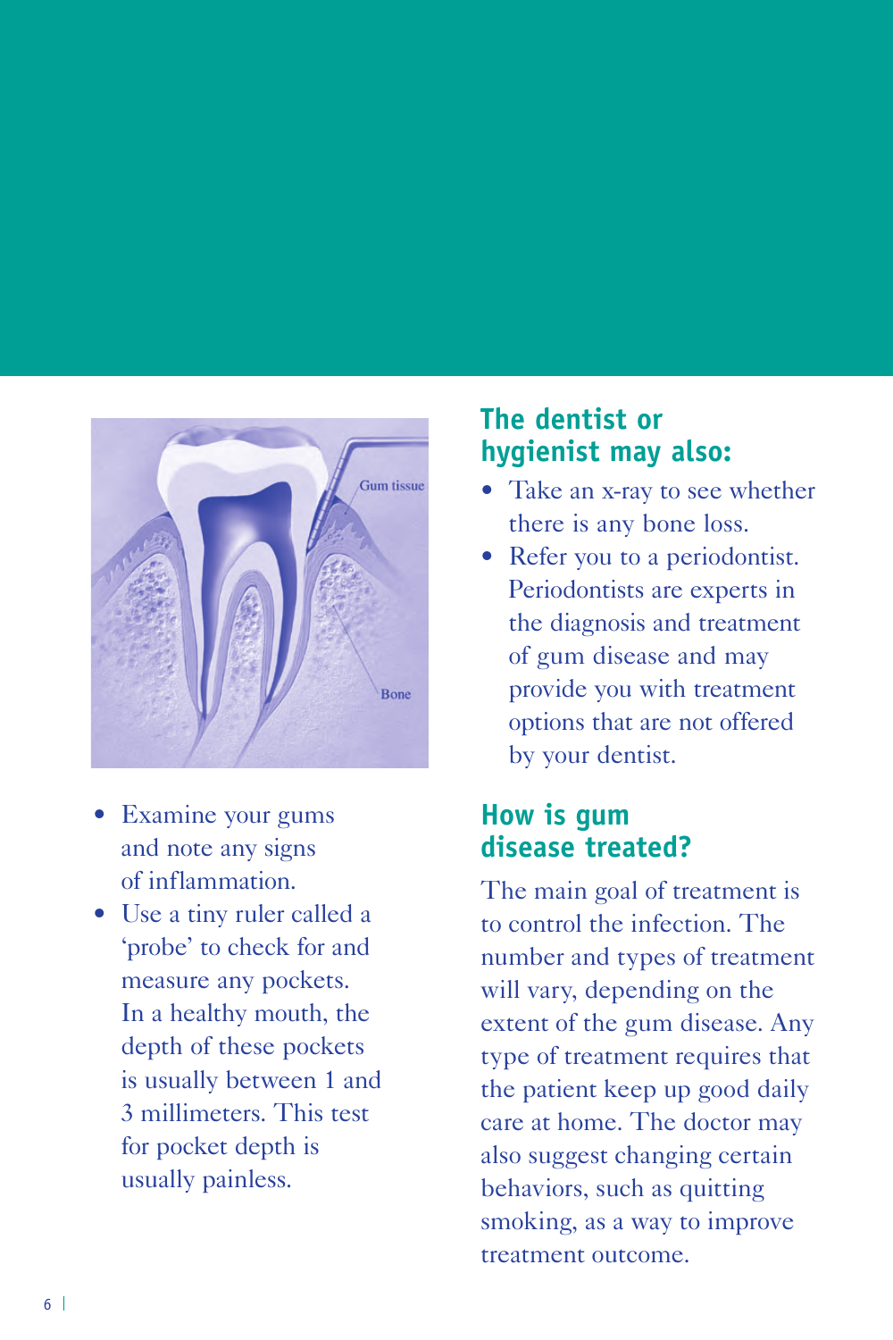- Examine your gums and note any signs of inflammation.
- Use a tiny ruler called a 'probe' to check for and measure any pockets. In a healthy mouth, the depth of these pockets is usually between 1 and 3 millimeters. This test for pocket depth is usually painless.

## The dentist or hygienist may also:

- Take an x-ray to see whether there is any bone loss.
- Refer you to a periodontist. Periodontists are experts in the diagnosis and treatment of gum disease and may provide you with treatment options that are not offered by your dentist.

## How is gum disease treated?

The main goal of treatment is to control the infection. The number and types of treatment will vary, depending on the extent of the gum disease. Any type of treatment requires that the patient keep up good daily care at home. The doctor may also suggest changing certain behaviors, such as quitting smoking, as a way to improve treatment outcome.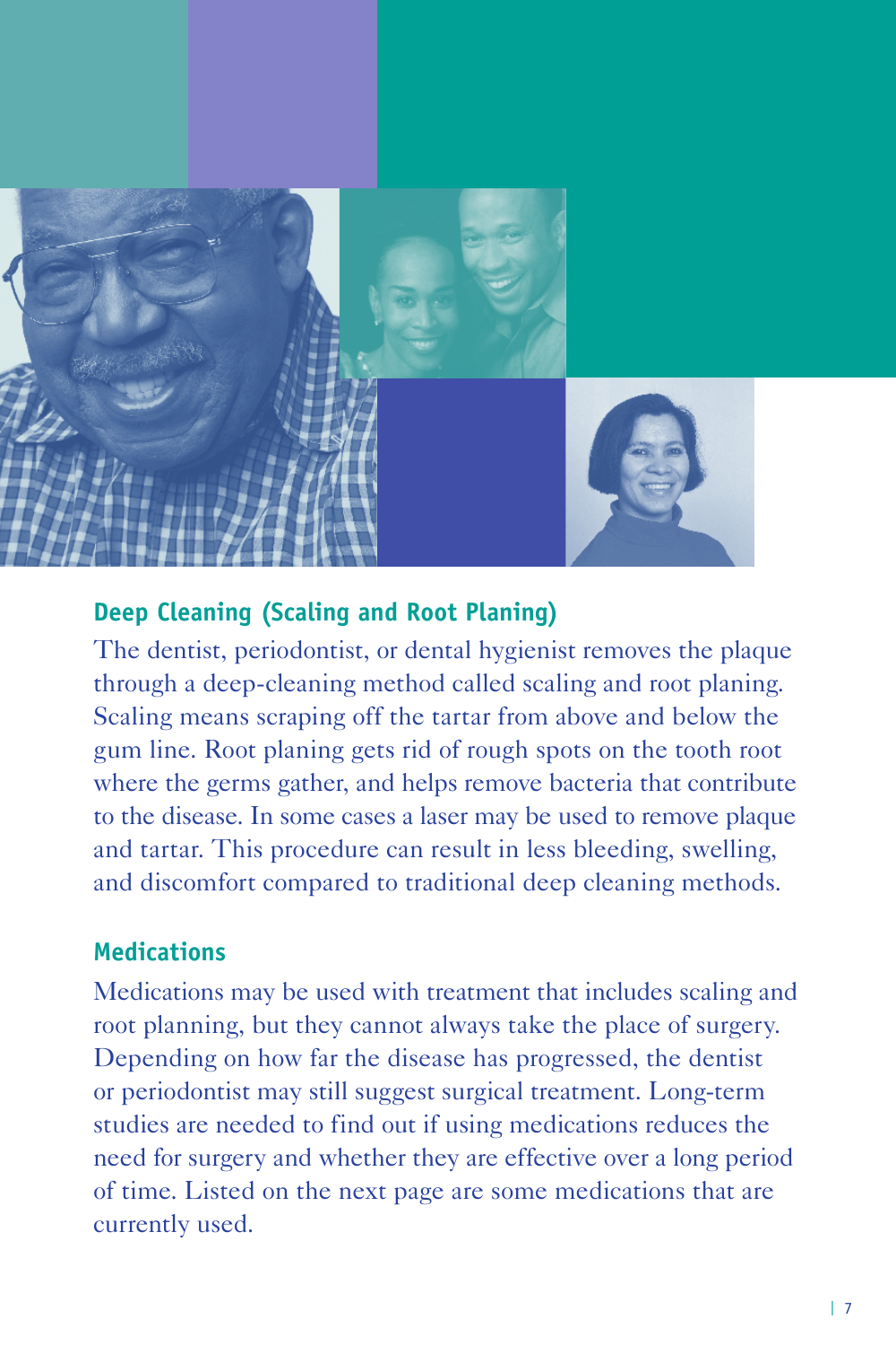## Deep Cleaning (Scaling and Root Planing)

The dentist, periodontist, or dental hygienist removes the plaque through a deep-cleaning method called scaling and root planing. Scaling means scraping off the tartar from above and below the gum line. Root planing gets rid of rough spots on the tooth root where the germs gather, and helps remove bacteria that contribute to the disease. In some cases a laser may be used to remove plaque and tartar. This procedure can result in less bleeding, swelling, and discomfort compared to traditional deep cleaning methods.

## Medications

Medications may be used with treatment that includes scaling and root planning, but they cannot always take the place of surgery. Depending on how far the disease has progressed, the dentist or periodontist may still suggest surgical treatment. Long-term studies are needed to find out if using medications reduces the need for surgery and whether they are effective over a long period of time. Listed on the next page are some medications that are currently used.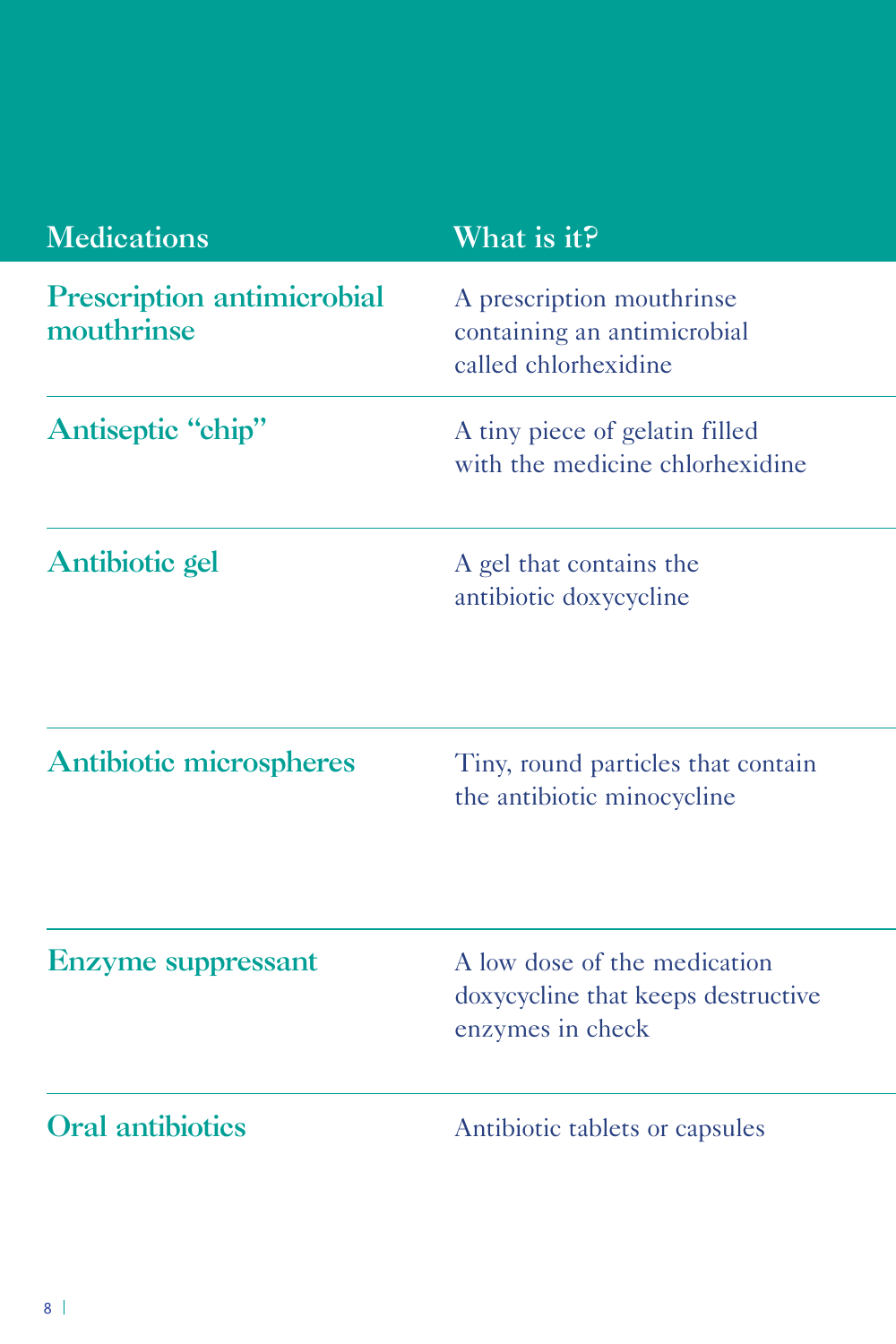| Medications | What is it? |
| --- | --- |
| Prescription antimicrobial mouthrinse | A prescription mouthrinse containing an antimicrobial called chlorhexidine |
| Antiseptic "chip" | A tiny piece of gelatin filled with the medicine chlorhexidine |
| Antibiotic gel | A gel that contains the antibiotic doxycycline |
| Antibiotic microspheres | Tiny, round particles that contain the antibiotic minocycline |
| Enzyme suppressant | A low dose of the medication doxycycline that keeps destructive enzymes in check |
| Oral antibiotics | Antibiotic tablets or capsules |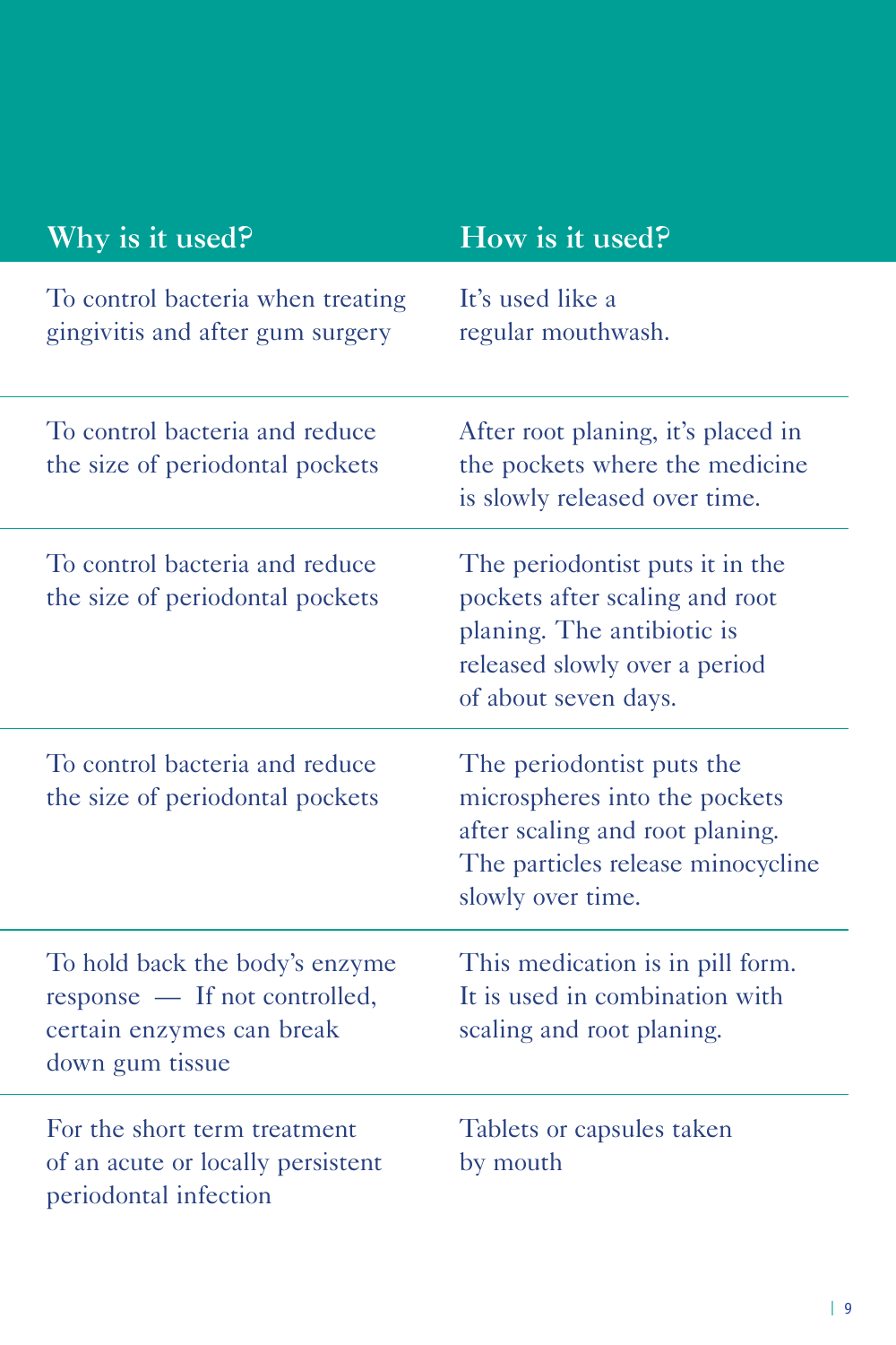| Why is it used? | How is it used? |
|---|---|
| To control bacteria when treating gingivitis and after gum surgery | It's used like a regular mouthwash. |
| To control bacteria and reduce the size of periodontal pockets | After root planing, it's placed in the pockets where the medicine is slowly released over time. |
| To control bacteria and reduce the size of periodontal pockets | The periodontist puts it in the pockets after scaling and root planing. The antibiotic is released slowly over a period of about seven days. |
| To control bacteria and reduce the size of periodontal pockets | The periodontist puts the microspheres into the pockets after scaling and root planing. The particles release minocycline slowly over time. |
| To hold back the body's enzyme response — If not controlled, certain enzymes can break down gum tissue | This medication is in pill form. It is used in combination with scaling and root planing. |
| For the short term treatment of an acute or locally persistent periodontal infection | Tablets or capsules taken by mouth |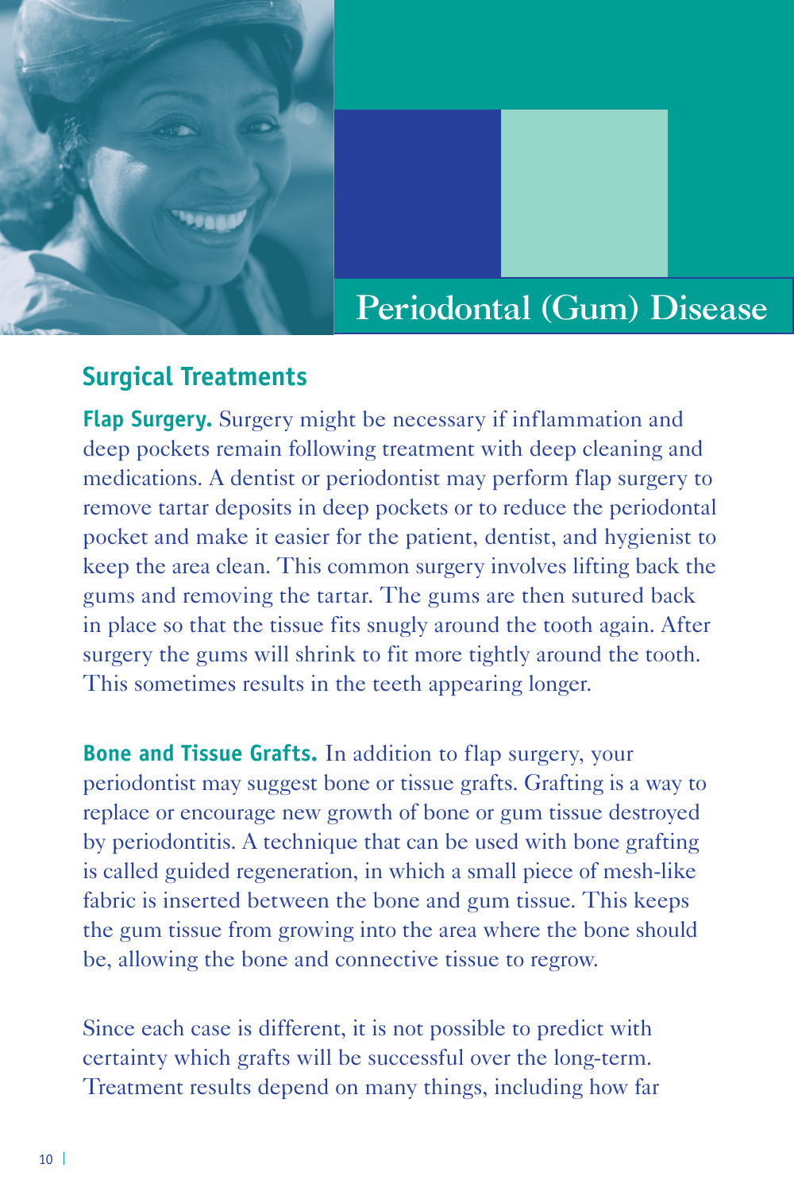# Periodontal (Gum) Disease

## Surgical Treatments

**Flap Surgery.** Surgery might be necessary if inflammation and deep pockets remain following treatment with deep cleaning and medications. A dentist or periodontist may perform flap surgery to remove tartar deposits in deep pockets or to reduce the periodontal pocket and make it easier for the patient, dentist, and hygienist to keep the area clean. This common surgery involves lifting back the gums and removing the tartar. The gums are then sutured back in place so that the tissue fits snugly around the tooth again. After surgery the gums will shrink to fit more tightly around the tooth. This sometimes results in the teeth appearing longer.

**Bone and Tissue Grafts.** In addition to flap surgery, your periodontist may suggest bone or tissue grafts. Grafting is a way to replace or encourage new growth of bone or gum tissue destroyed by periodontitis. A technique that can be used with bone grafting is called guided regeneration, in which a small piece of mesh-like fabric is inserted between the bone and gum tissue. This keeps the gum tissue from growing into the area where the bone should be, allowing the bone and connective tissue to regrow.

Since each case is different, it is not possible to predict with certainty which grafts will be successful over the long-term. Treatment results depend on many things, including how far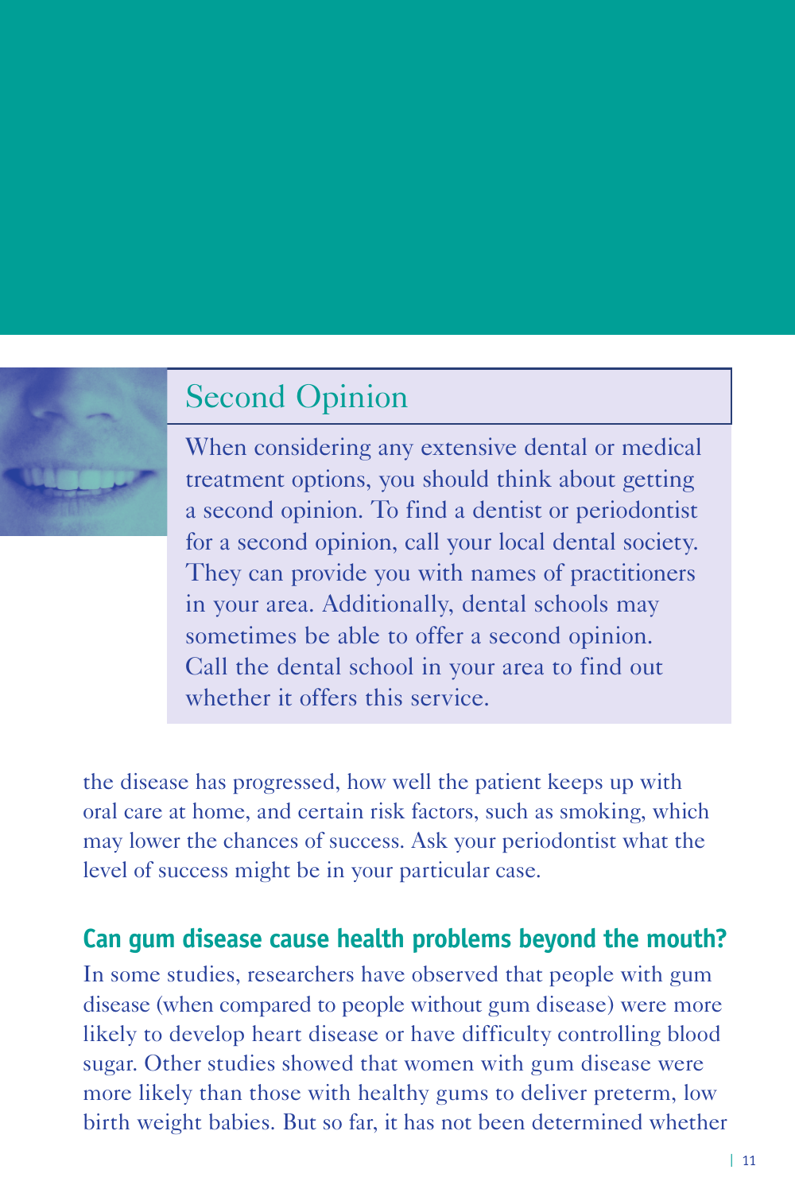## Second Opinion

When considering any extensive dental or medical treatment options, you should think about getting a second opinion. To find a dentist or periodontist for a second opinion, call your local dental society. They can provide you with names of practitioners in your area. Additionally, dental schools may sometimes be able to offer a second opinion. Call the dental school in your area to find out whether it offers this service.

the disease has progressed, how well the patient keeps up with oral care at home, and certain risk factors, such as smoking, which may lower the chances of success. Ask your periodontist what the level of success might be in your particular case.

### Can gum disease cause health problems beyond the mouth?

In some studies, researchers have observed that people with gum disease (when compared to people without gum disease) were more likely to develop heart disease or have difficulty controlling blood sugar. Other studies showed that women with gum disease were more likely than those with healthy gums to deliver preterm, low birth weight babies. But so far, it has not been determined whether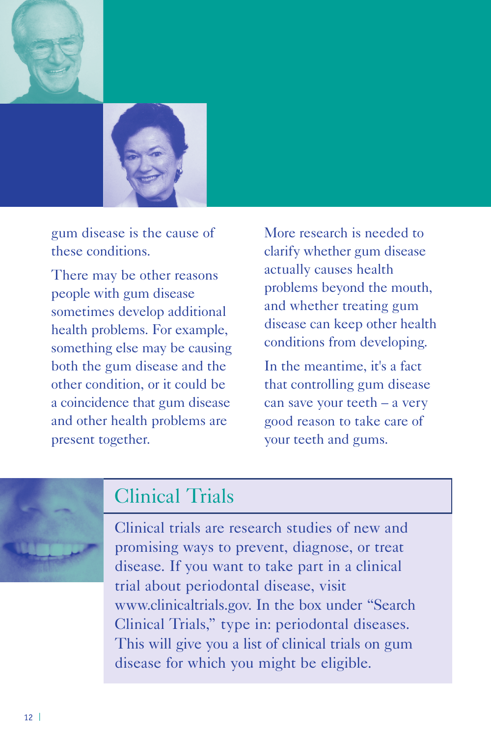gum disease is the cause of these conditions.

There may be other reasons people with gum disease sometimes develop additional health problems. For example, something else may be causing both the gum disease and the other condition, or it could be a coincidence that gum disease and other health problems are present together.

More research is needed to clarify whether gum disease actually causes health problems beyond the mouth, and whether treating gum disease can keep other health conditions from developing.

In the meantime, it's a fact that controlling gum disease can save your teeth – a very good reason to take care of your teeth and gums.

## Clinical Trials

Clinical trials are research studies of new and promising ways to prevent, diagnose, or treat disease. If you want to take part in a clinical trial about periodontal disease, visit www.clinicaltrials.gov. In the box under "Search Clinical Trials," type in: periodontal diseases. This will give you a list of clinical trials on gum disease for which you might be eligible.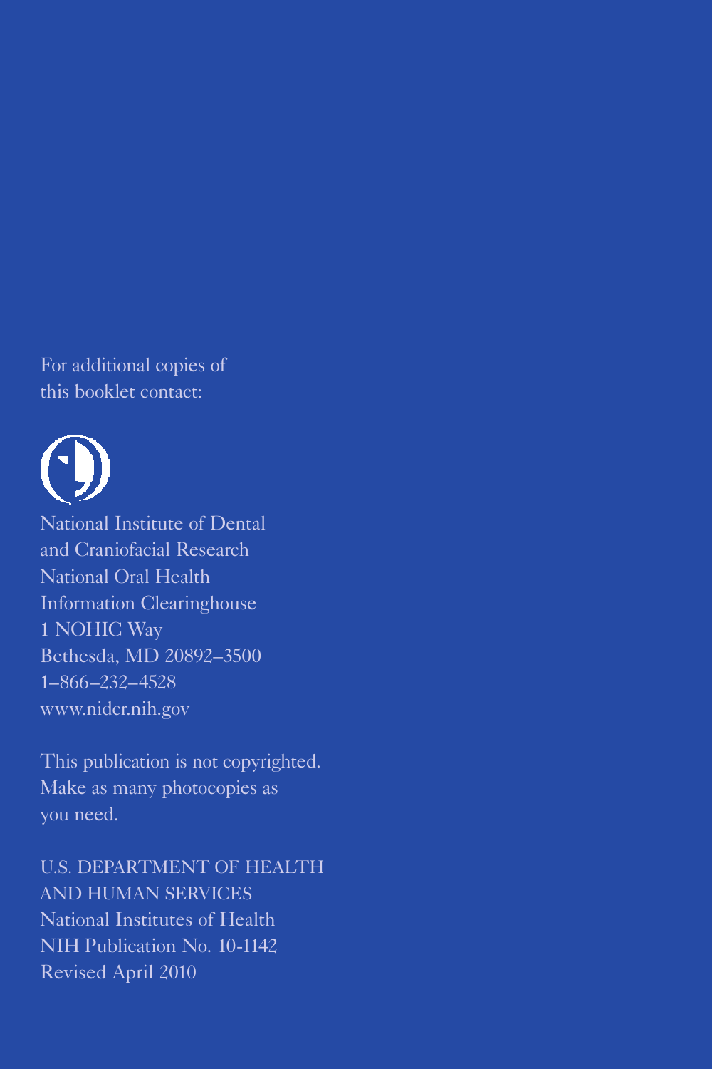For additional copies of
this booklet contact:

National Institute of Dental
and Craniofacial Research
National Oral Health
Information Clearinghouse
1 NOHIC Way
Bethesda, MD 20892–3500
1–866–232–4528
www.nidcr.nih.gov

This publication is not copyrighted.
Make as many photocopies as
you need.

U.S. DEPARTMENT OF HEALTH
AND HUMAN SERVICES
National Institutes of Health
NIH Publication No. 10-1142
Revised April 2010